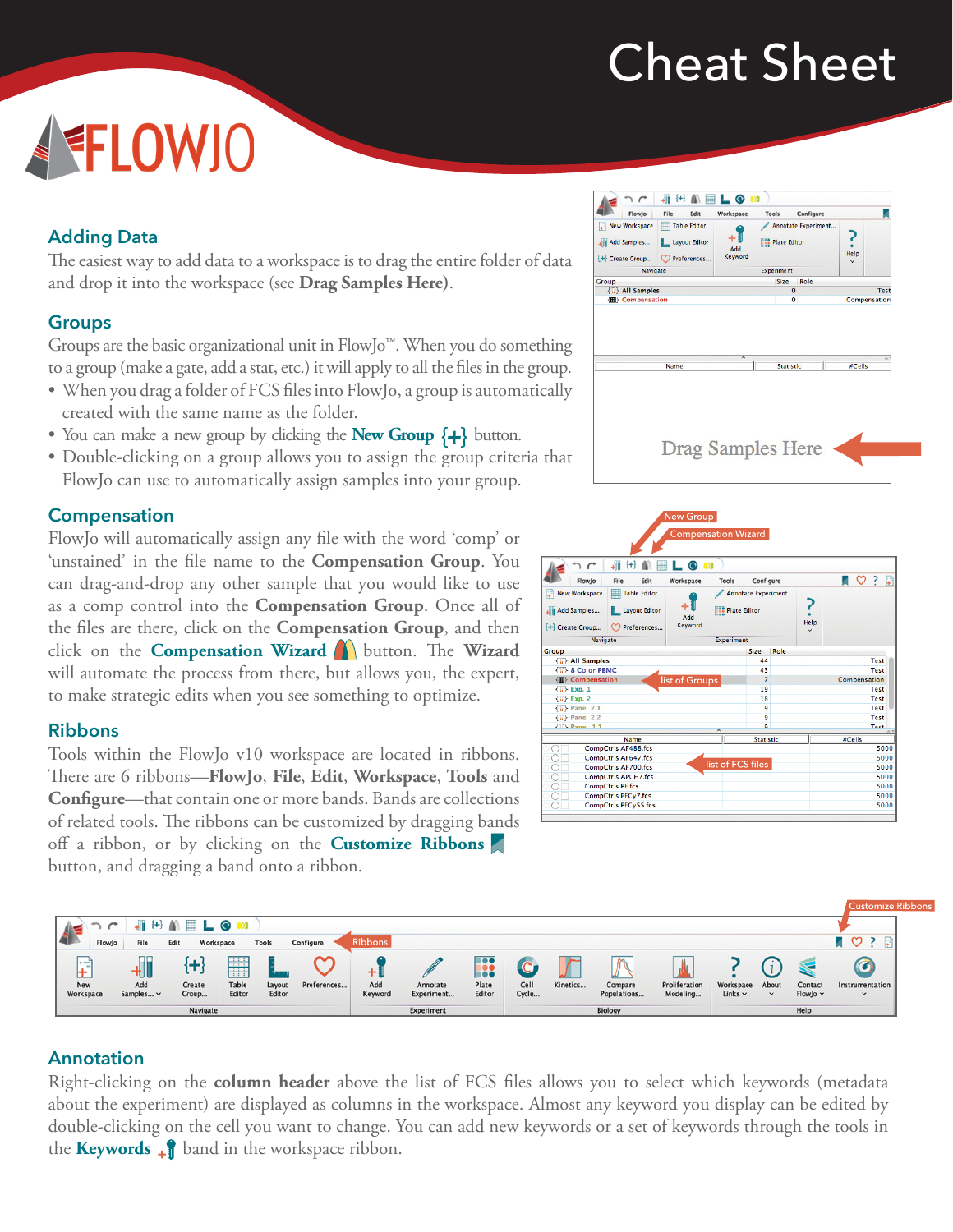# Cheat Sheet

FLOWJO

## Adding Data

The easiest way to add data to a workspace is to drag the entire folder of data and drop it into the workspace (see **Drag Samples Here**).

## Groups

Groups are the basic organizational unit in FlowJo™. When you do something to a group (make a gate, add a stat, etc.) it will apply to all the files in the group.

- When you drag a folder of FCS files into FlowJo, a group is automatically created with the same name as the folder.
- You can make a new group by clicking the **New Group** {+} button.
- Double-clicking on a group allows you to assign the group criteria that FlowJo can use to automatically assign samples into your group.

## Compensation

FlowJo will automatically assign any file with the word 'comp' or 'unstained' in the file name to the **Compensation Group**. You can drag-and-drop any other sample that you would like to use as a comp control into the **Compensation Group**. Once all of the files are there, click on the **Compensation Group**, and then click on the **Compensation Wizard** button. The **Wizard** will automate the process from there, but allows you, the expert, to make strategic edits when you see something to optimize.

## Ribbons

Tools within the FlowJo v10 workspace are located in ribbons. There are 6 ribbons—**FlowJo**, **File**, **Edit**, **Workspace**, **Tools** and **Configure**—that contain one or more bands. Bands are collections of related tools. The ribbons can be customized by dragging bands off a ribbon, or by clicking on the **Customize Ribbons** button, and dragging a band onto a ribbon.

## Annotation

Right-clicking on the **column header** above the list of FCS files allows you to select which keywords (metadata about the experiment) are displayed as columns in the workspace. Almost any keyword you display can be edited by double-clicking on the cell you want to change. You can add new keywords or a set of keywords through the tools in the **Keywords** band in the workspace ribbon.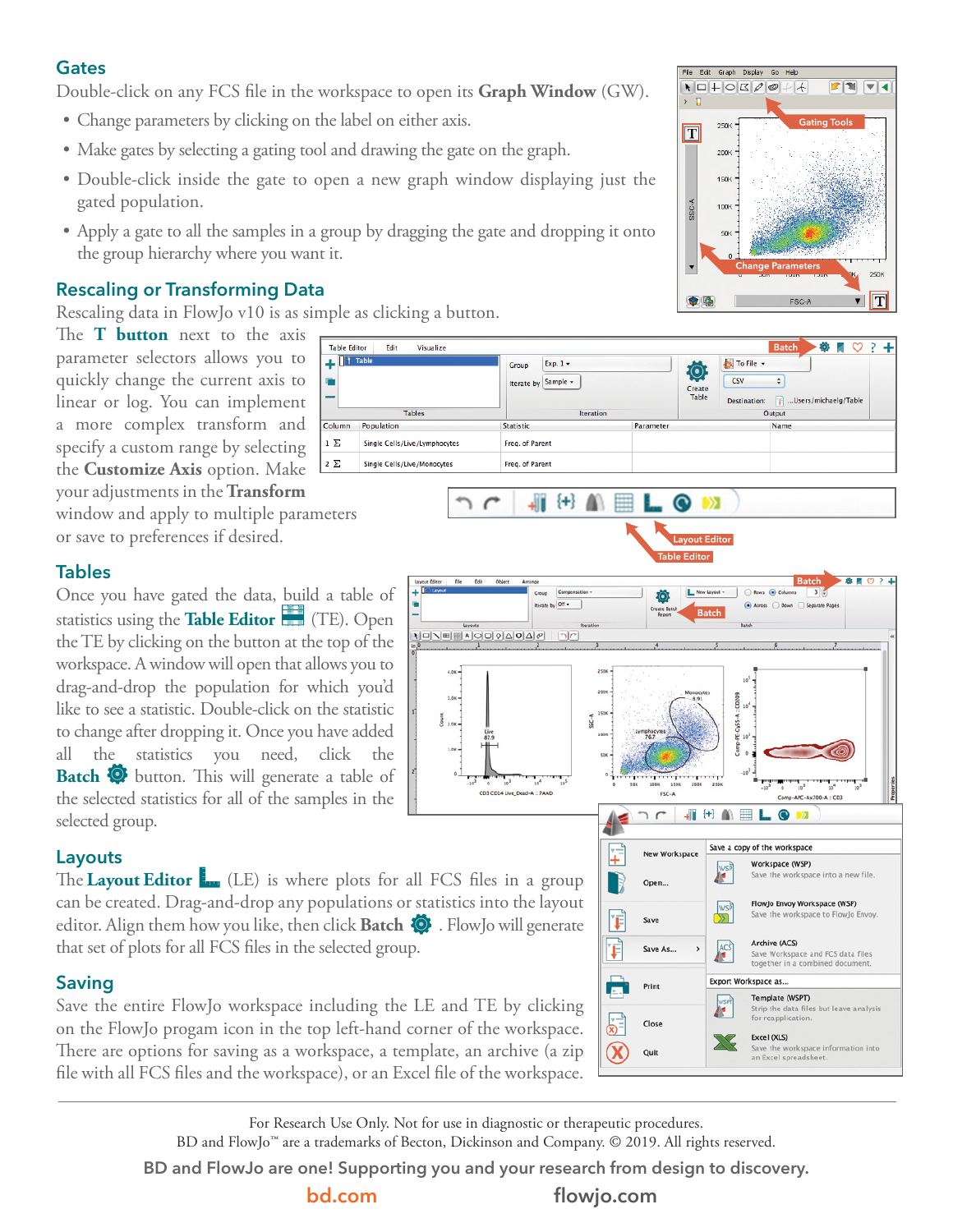## Gates

Double-click on any FCS file in the workspace to open its **Graph Window** (GW).

- Change parameters by clicking on the label on either axis.
- Make gates by selecting a gating tool and drawing the gate on the graph.
- Double-click inside the gate to open a new graph window displaying just the gated population.
- Apply a gate to all the samples in a group by dragging the gate and dropping it onto the group hierarchy where you want it.

## Rescaling or Transforming Data

Rescaling data in FlowJo v10 is as simple as clicking a button. The **T button** next to the axis parameter selectors allows you to quickly change the current axis to linear or log. You can implement a more complex transform and specify a custom range by selecting the **Customize Axis** option. Make your adjustments in the **Transform** window and apply to multiple parameters or save to preferences if desired.

## Tables

Once you have gated the data, build a table of statistics using the **Table Editor** (TE). Open the TE by clicking on the button at the top of the workspace. A window will open that allows you to drag-and-drop the population for which you'd like to see a statistic. Double-click on the statistic to change it after dropping it. Once you have added all the statistics you need, click the **Batch** button. This will generate a table of the selected statistics for all of the samples in the selected group.

## Layouts

The **Layout Editor** (LE) is where plots for all FCS files in a group can be created. Drag-and-drop any populations or statistics into the layout editor. Align them how you like, then click **Batch**. FlowJo will generate that set of plots for all FCS files in the selected group.

## Saving

Save the entire FlowJo workspace including the LE and TE by clicking on the FlowJo progam icon in the top left-hand corner of the workspace. There are options for saving as a workspace, a template, an archive (a zip file with all FCS files and the workspace), or an Excel file of the workspace.

For Research Use Only. Not for use in diagnostic or therapeutic procedures.
BD and FlowJo™ are a trademarks of Becton, Dickinson and Company. © 2019. All rights reserved.

BD and FlowJo are one! Supporting you and your research from design to discovery.

bd.com flowjo.com